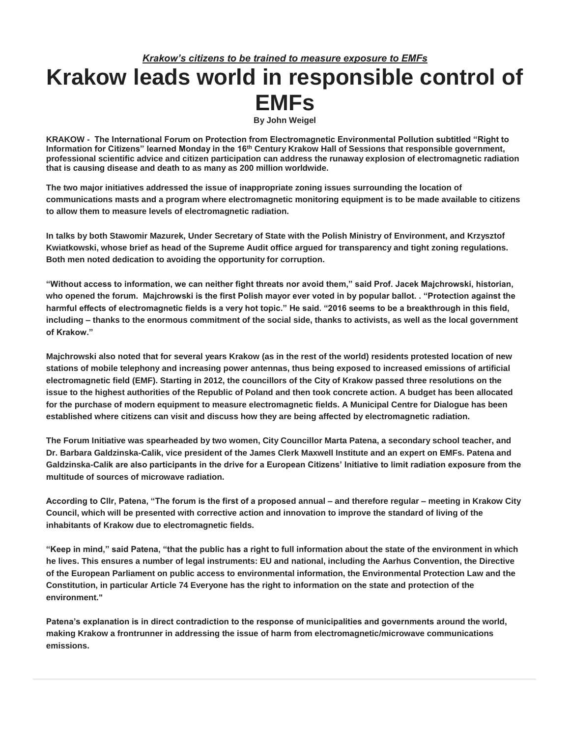*Krakow's citizens to be trained to measure exposure to EMFs*

# Krakow leads world in responsible control of EMFs

**By John Weigel**

**KRAKOW - The International Forum on Protection from Electromagnetic Environmental Pollution subtitled "Right to Information for Citizens" learned Monday in the 16th Century Krakow Hall of Sessions that responsible government, professional scientific advice and citizen participation can address the runaway explosion of electromagnetic radiation that is causing disease and death to as many as 200 million worldwide.**

**The two major initiatives addressed the issue of inappropriate zoning issues surrounding the location of communications masts and a program where electromagnetic monitoring equipment is to be made available to citizens to allow them to measure levels of electromagnetic radiation.**

**In talks by both Stawomir Mazurek, Under Secretary of State with the Polish Ministry of Environment, and Krzysztof Kwiatkowski, whose brief as head of the Supreme Audit office argued for transparency and tight zoning regulations. Both men noted dedication to avoiding the opportunity for corruption.**

**"Without access to information, we can neither fight threats nor avoid them," said Prof. Jacek Majchrowski, historian, who opened the forum. Majchrowski is the first Polish mayor ever voted in by popular ballot. . "Protection against the harmful effects of electromagnetic fields is a very hot topic." He said. "2016 seems to be a breakthrough in this field, including – thanks to the enormous commitment of the social side, thanks to activists, as well as the local government of Krakow."**

**Majchrowski also noted that for several years Krakow (as in the rest of the world) residents protested location of new stations of mobile telephony and increasing power antennas, thus being exposed to increased emissions of artificial electromagnetic field (EMF). Starting in 2012, the councillors of the City of Krakow passed three resolutions on the issue to the highest authorities of the Republic of Poland and then took concrete action. A budget has been allocated for the purchase of modern equipment to measure electromagnetic fields. A Municipal Centre for Dialogue has been established where citizens can visit and discuss how they are being affected by electromagnetic radiation.**

**The Forum Initiative was spearheaded by two women, City Councillor Marta Patena, a secondary school teacher, and Dr. Barbara Galdzinska-Calik, vice president of the James Clerk Maxwell Institute and an expert on EMFs. Patena and Galdzinska-Calik are also participants in the drive for a European Citizens' Initiative to limit radiation exposure from the multitude of sources of microwave radiation.**

**According to Cllr, Patena, "The forum is the first of a proposed annual – and therefore regular – meeting in Krakow City Council, which will be presented with corrective action and innovation to improve the standard of living of the inhabitants of Krakow due to electromagnetic fields.**

**"Keep in mind," said Patena, "that the public has a right to full information about the state of the environment in which he lives. This ensures a number of legal instruments: EU and national, including the Aarhus Convention, the Directive of the European Parliament on public access to environmental information, the Environmental Protection Law and the Constitution, in particular Article 74 Everyone has the right to information on the state and protection of the environment."**

**Patena's explanation is in direct contradiction to the response of municipalities and governments around the world, making Krakow a frontrunner in addressing the issue of harm from electromagnetic/microwave communications emissions.**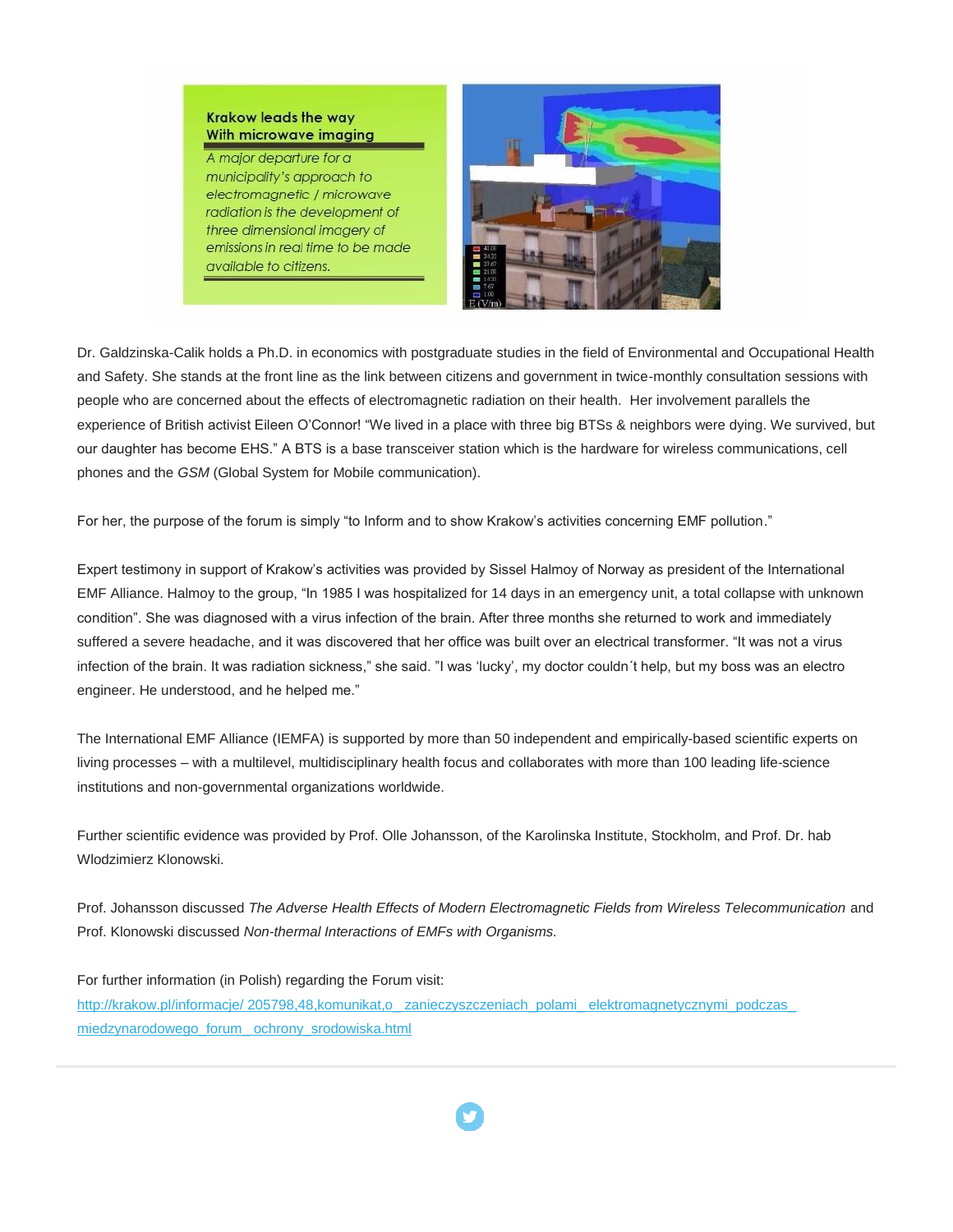Krakow leads the way With microwave imaging

*A major departure for a municipality's approach to electromagnetic / microwave radiation is the development of three dimensional imagery of emissions in real time to be made available to citizens.*

Dr. Galdzinska-Calik holds a Ph.D. in economics with postgraduate studies in the field of Environmental and Occupational Health and Safety. She stands at the front line as the link between citizens and government in twice-monthly consultation sessions with people who are concerned about the effects of electromagnetic radiation on their health. Her involvement parallels the experience of British activist Eileen O'Connor! "We lived in a place with three big BTSs & neighbors were dying. We survived, but our daughter has become EHS." A BTS is a base transceiver station which is the hardware for wireless communications, cell phones and the *GSM* (Global System for Mobile communication).

For her, the purpose of the forum is simply "to Inform and to show Krakow's activities concerning EMF pollution."

Expert testimony in support of Krakow's activities was provided by Sissel Halmoy of Norway as president of the International EMF Alliance. Halmoy to the group, "In 1985 I was hospitalized for 14 days in an emergency unit, a total collapse with unknown condition". She was diagnosed with a virus infection of the brain. After three months she returned to work and immediately suffered a severe headache, and it was discovered that her office was built over an electrical transformer. "It was not a virus infection of the brain. It was radiation sickness," she said. "I was 'lucky', my doctor couldn´t help, but my boss was an electro engineer. He understood, and he helped me."

The International EMF Alliance (IEMFA) is supported by more than 50 independent and empirically-based scientific experts on living processes – with a multilevel, multidisciplinary health focus and collaborates with more than 100 leading life-science institutions and non-governmental organizations worldwide.

Further scientific evidence was provided by Prof. Olle Johansson, of the Karolinska Institute, Stockholm, and Prof. Dr. hab Wlodzimierz Klonowski.

Prof. Johansson discussed *The Adverse Health Effects of Modern Electromagnetic Fields from Wireless Telecommunication* and Prof. Klonowski discussed *Non-thermal Interactions of EMFs with Organisms.*

For further information (in Polish) regarding the Forum visit:
http://krakow.pl/informacje/ 205798,48,komunikat,o_ zanieczyszczeniach_polami_ elektromagnetycznymi_podczas_ miedzynarodowego_forum_ ochrony_srodowiska.html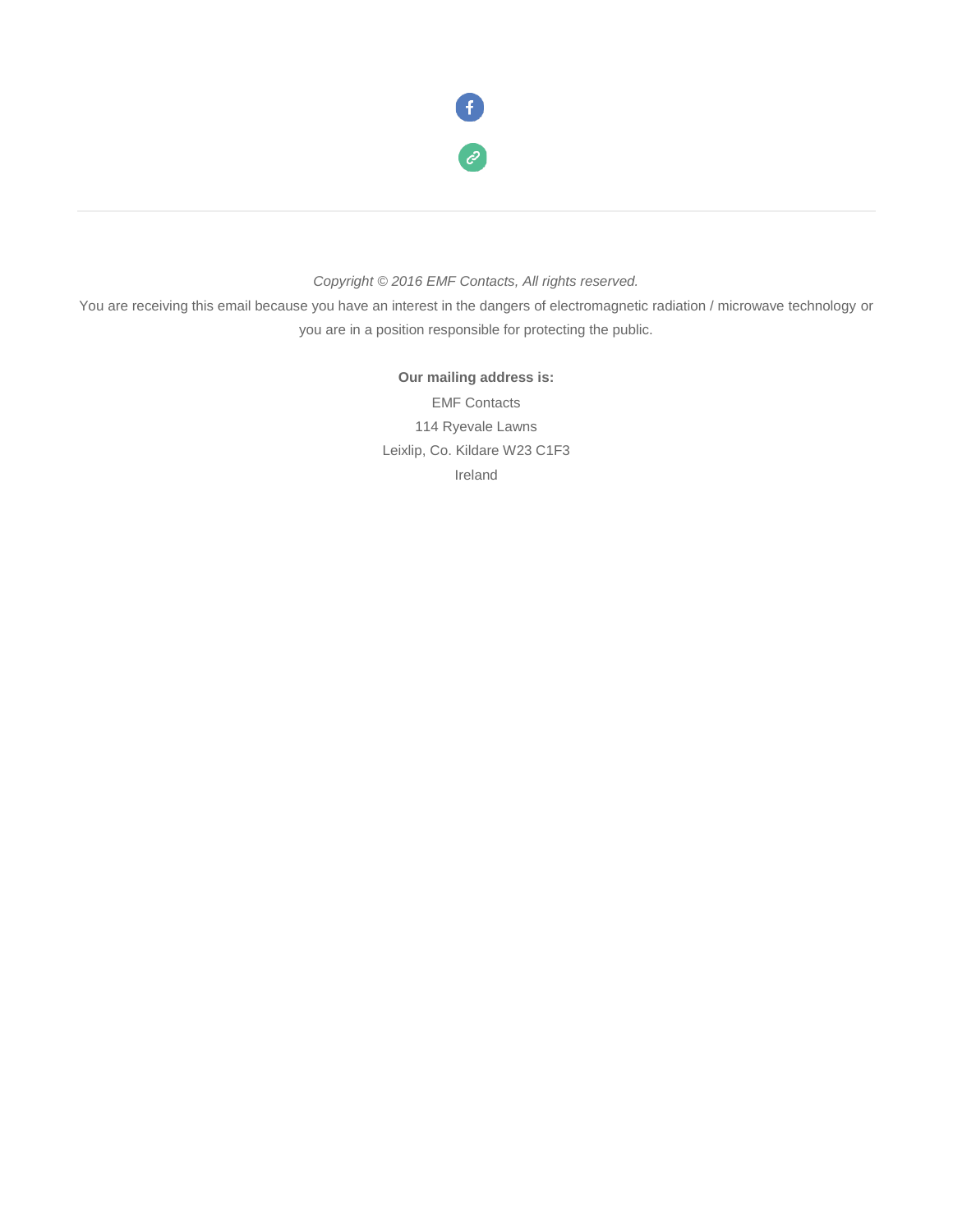---

*Copyright © 2016 EMF Contacts, All rights reserved.*

You are receiving this email because you have an interest in the dangers of electromagnetic radiation / microwave technology or you are in a position responsible for protecting the public.

**Our mailing address is:**

EMF Contacts

114 Ryevale Lawns

Leixlip, Co. Kildare W23 C1F3

Ireland